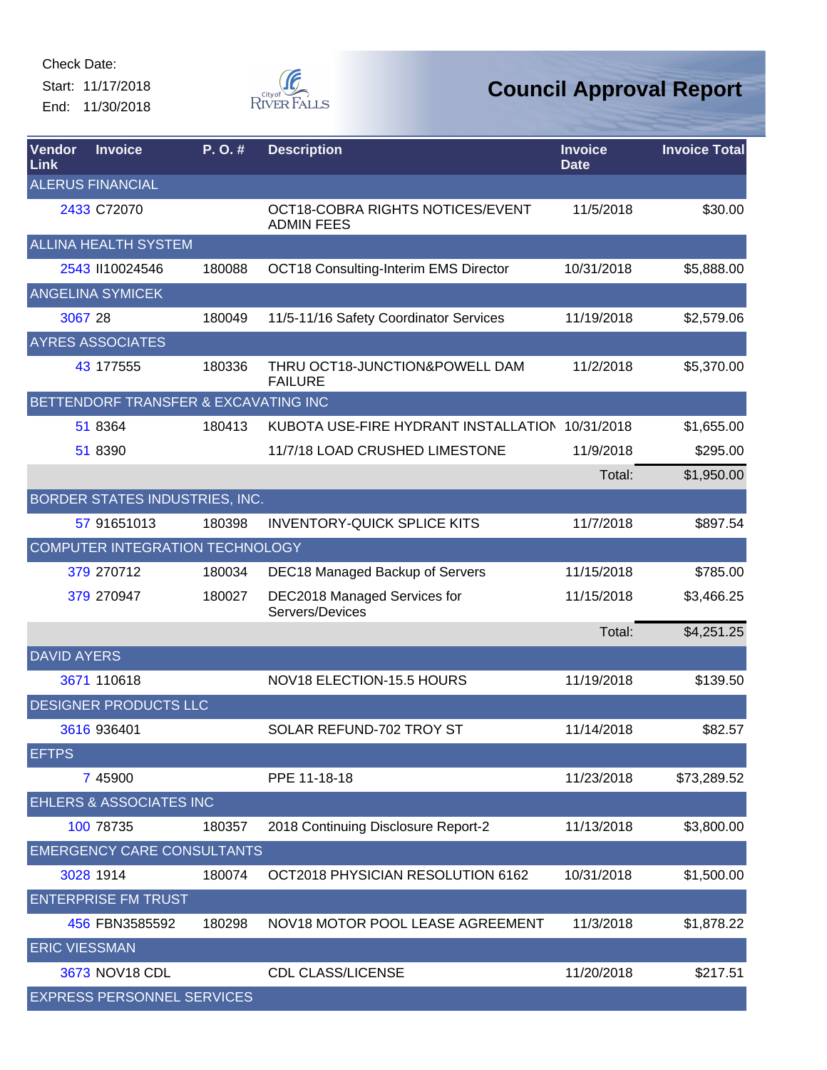Check Date:
Start: 11/17/2018
End: 11/30/2018

# Council Approval Report

| Vendor Link | Invoice | P. O. # | Description | Invoice Date | Invoice Total |
|---|---|---|---|---|---|
| ALERUS FINANCIAL | | | | | |
| 2433 | C72070 | | OCT18-COBRA RIGHTS NOTICES/EVENT ADMIN FEES | 11/5/2018 | $30.00 |
| ALLINA HEALTH SYSTEM | | | | | |
| 2543 | II10024546 | 180088 | OCT18 Consulting-Interim EMS Director | 10/31/2018 | $5,888.00 |
| ANGELINA SYMICEK | | | | | |
| 3067 | 28 | 180049 | 11/5-11/16 Safety Coordinator Services | 11/19/2018 | $2,579.06 |
| AYRES ASSOCIATES | | | | | |
| 43 | 177555 | 180336 | THRU OCT18-JUNCTION&POWELL DAM FAILURE | 11/2/2018 | $5,370.00 |
| BETTENDORF TRANSFER & EXCAVATING INC | | | | | |
| 51 | 8364 | 180413 | KUBOTA USE-FIRE HYDRANT INSTALLATION | 10/31/2018 | $1,655.00 |
| 51 | 8390 | | 11/7/18 LOAD CRUSHED LIMESTONE | 11/9/2018 | $295.00 |
| | | | | Total: | $1,950.00 |
| BORDER STATES INDUSTRIES, INC. | | | | | |
| 57 | 91651013 | 180398 | INVENTORY-QUICK SPLICE KITS | 11/7/2018 | $897.54 |
| COMPUTER INTEGRATION TECHNOLOGY | | | | | |
| 379 | 270712 | 180034 | DEC18 Managed Backup of Servers | 11/15/2018 | $785.00 |
| 379 | 270947 | 180027 | DEC2018 Managed Services for Servers/Devices | 11/15/2018 | $3,466.25 |
| | | | | Total: | $4,251.25 |
| DAVID AYERS | | | | | |
| 3671 | 110618 | | NOV18 ELECTION-15.5 HOURS | 11/19/2018 | $139.50 |
| DESIGNER PRODUCTS LLC | | | | | |
| 3616 | 936401 | | SOLAR REFUND-702 TROY ST | 11/14/2018 | $82.57 |
| EFTPS | | | | | |
| 7 | 45900 | | PPE 11-18-18 | 11/23/2018 | $73,289.52 |
| EHLERS & ASSOCIATES INC | | | | | |
| 100 | 78735 | 180357 | 2018 Continuing Disclosure Report-2 | 11/13/2018 | $3,800.00 |
| EMERGENCY CARE CONSULTANTS | | | | | |
| 3028 | 1914 | 180074 | OCT2018 PHYSICIAN RESOLUTION 6162 | 10/31/2018 | $1,500.00 |
| ENTERPRISE FM TRUST | | | | | |
| 456 | FBN3585592 | 180298 | NOV18 MOTOR POOL LEASE AGREEMENT | 11/3/2018 | $1,878.22 |
| ERIC VIESSMAN | | | | | |
| 3673 | NOV18 CDL | | CDL CLASS/LICENSE | 11/20/2018 | $217.51 |
| EXPRESS PERSONNEL SERVICES | | | | | |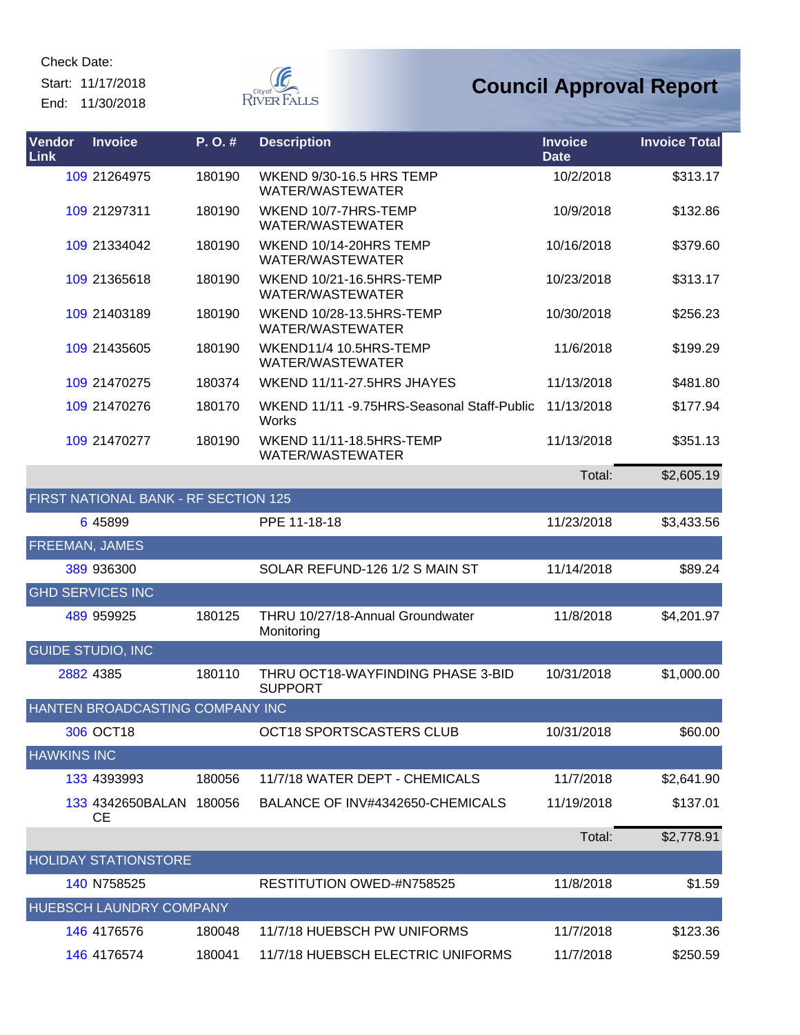Check Date:

Start: 11/17/2018

End: 11/30/2018

# Council Approval Report

| Vendor Link | Invoice | P. O. # | Description | Invoice Date | Invoice Total |
|---|---|---|---|---|---|
| 109 | 21264975 | 180190 | WKEND 9/30-16.5 HRS TEMP WATER/WASTEWATER | 10/2/2018 | $313.17 |
| 109 | 21297311 | 180190 | WKEND 10/7-7HRS-TEMP WATER/WASTEWATER | 10/9/2018 | $132.86 |
| 109 | 21334042 | 180190 | WKEND 10/14-20HRS TEMP WATER/WASTEWATER | 10/16/2018 | $379.60 |
| 109 | 21365618 | 180190 | WKEND 10/21-16.5HRS-TEMP WATER/WASTEWATER | 10/23/2018 | $313.17 |
| 109 | 21403189 | 180190 | WKEND 10/28-13.5HRS-TEMP WATER/WASTEWATER | 10/30/2018 | $256.23 |
| 109 | 21435605 | 180190 | WKEND11/4 10.5HRS-TEMP WATER/WASTEWATER | 11/6/2018 | $199.29 |
| 109 | 21470275 | 180374 | WKEND 11/11-27.5HRS JHAYES | 11/13/2018 | $481.80 |
| 109 | 21470276 | 180170 | WKEND 11/11 -9.75HRS-Seasonal Staff-Public Works | 11/13/2018 | $177.94 |
| 109 | 21470277 | 180190 | WKEND 11/11-18.5HRS-TEMP WATER/WASTEWATER | 11/13/2018 | $351.13 |
| | | | | Total: | $2,605.19 |
| FIRST NATIONAL BANK - RF SECTION 125 | | | | | |
| 6 | 45899 | | PPE 11-18-18 | 11/23/2018 | $3,433.56 |
| FREEMAN, JAMES | | | | | |
| 389 | 936300 | | SOLAR REFUND-126 1/2 S MAIN ST | 11/14/2018 | $89.24 |
| GHD SERVICES INC | | | | | |
| 489 | 959925 | 180125 | THRU 10/27/18-Annual Groundwater Monitoring | 11/8/2018 | $4,201.97 |
| GUIDE STUDIO, INC | | | | | |
| 2882 | 4385 | 180110 | THRU OCT18-WAYFINDING PHASE 3-BID SUPPORT | 10/31/2018 | $1,000.00 |
| HANTEN BROADCASTING COMPANY INC | | | | | |
| 306 | OCT18 | | OCT18 SPORTSCASTERS CLUB | 10/31/2018 | $60.00 |
| HAWKINS INC | | | | | |
| 133 | 4393993 | 180056 | 11/7/18 WATER DEPT - CHEMICALS | 11/7/2018 | $2,641.90 |
| 133 | 4342650BALANCE | 180056 | BALANCE OF INV#4342650-CHEMICALS | 11/19/2018 | $137.01 |
| | | | | Total: | $2,778.91 |
| HOLIDAY STATIONSTORE | | | | | |
| 140 | N758525 | | RESTITUTION OWED-#N758525 | 11/8/2018 | $1.59 |
| HUEBSCH LAUNDRY COMPANY | | | | | |
| 146 | 4176576 | 180048 | 11/7/18 HUEBSCH PW UNIFORMS | 11/7/2018 | $123.36 |
| 146 | 4176574 | 180041 | 11/7/18 HUEBSCH ELECTRIC UNIFORMS | 11/7/2018 | $250.59 |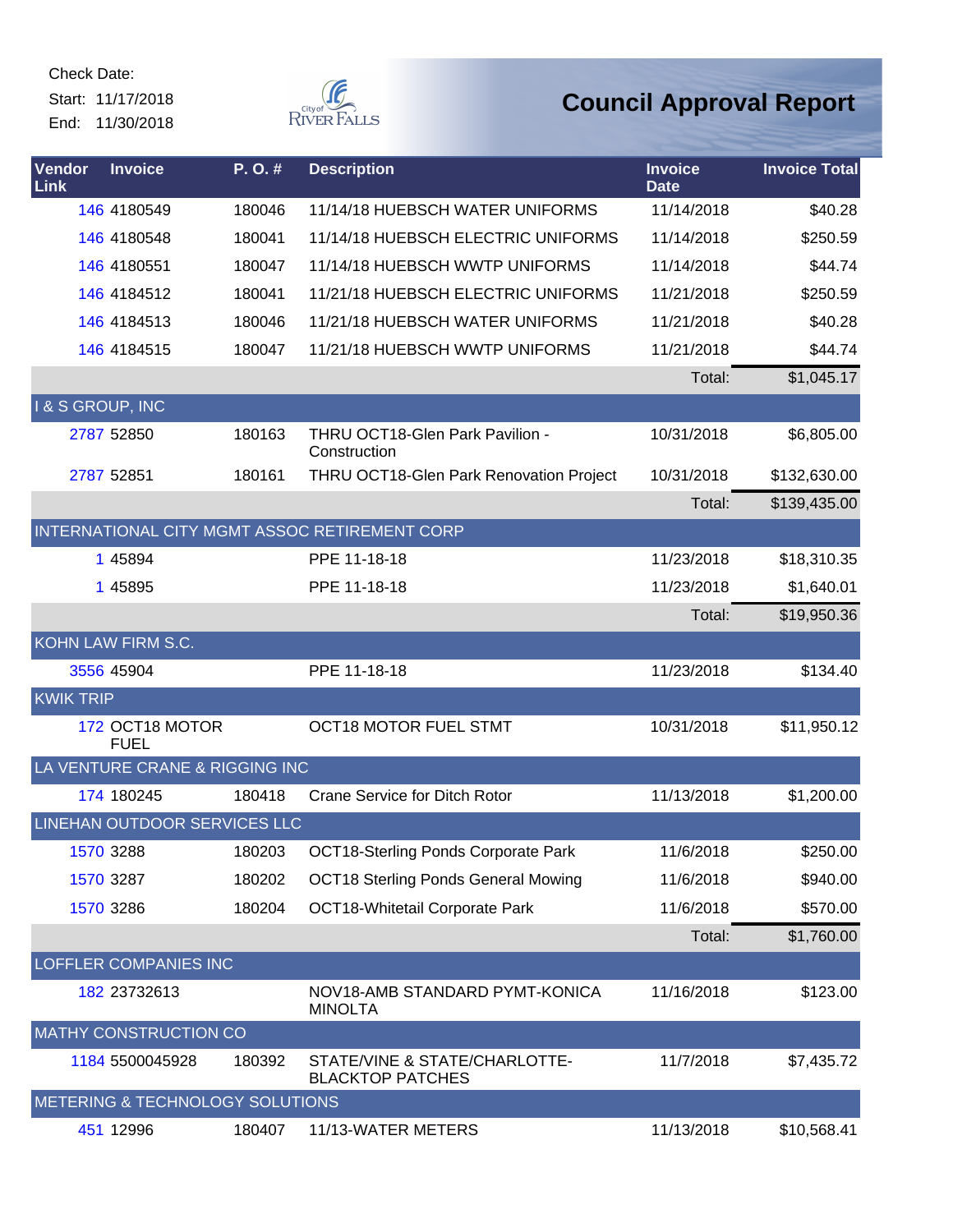Check Date:
Start: 11/17/2018
End: 11/30/2018

# Council Approval Report

| Vendor Link | Invoice | P. O. # | Description | Invoice Date | Invoice Total |
|---|---|---|---|---|---|
| 146 | 4180549 | 180046 | 11/14/18 HUEBSCH WATER UNIFORMS | 11/14/2018 | $40.28 |
| 146 | 4180548 | 180041 | 11/14/18 HUEBSCH ELECTRIC UNIFORMS | 11/14/2018 | $250.59 |
| 146 | 4180551 | 180047 | 11/14/18 HUEBSCH WWTP UNIFORMS | 11/14/2018 | $44.74 |
| 146 | 4184512 | 180041 | 11/21/18 HUEBSCH ELECTRIC UNIFORMS | 11/21/2018 | $250.59 |
| 146 | 4184513 | 180046 | 11/21/18 HUEBSCH WATER UNIFORMS | 11/21/2018 | $40.28 |
| 146 | 4184515 | 180047 | 11/21/18 HUEBSCH WWTP UNIFORMS | 11/21/2018 | $44.74 |
| | | | | Total: | $1,045.17 |
| I & S GROUP, INC | | | | | |
| 2787 | 52850 | 180163 | THRU OCT18-Glen Park Pavilion - Construction | 10/31/2018 | $6,805.00 |
| 2787 | 52851 | 180161 | THRU OCT18-Glen Park Renovation Project | 10/31/2018 | $132,630.00 |
| | | | | Total: | $139,435.00 |
| INTERNATIONAL CITY MGMT ASSOC RETIREMENT CORP | | | | | |
| 1 | 45894 | | PPE 11-18-18 | 11/23/2018 | $18,310.35 |
| 1 | 45895 | | PPE 11-18-18 | 11/23/2018 | $1,640.01 |
| | | | | Total: | $19,950.36 |
| KOHN LAW FIRM S.C. | | | | | |
| 3556 | 45904 | | PPE 11-18-18 | 11/23/2018 | $134.40 |
| KWIK TRIP | | | | | |
| 172 | OCT18 MOTOR FUEL | | OCT18 MOTOR FUEL STMT | 10/31/2018 | $11,950.12 |
| LA VENTURE CRANE & RIGGING INC | | | | | |
| 174 | 180245 | 180418 | Crane Service for Ditch Rotor | 11/13/2018 | $1,200.00 |
| LINEHAN OUTDOOR SERVICES LLC | | | | | |
| 1570 | 3288 | 180203 | OCT18-Sterling Ponds Corporate Park | 11/6/2018 | $250.00 |
| 1570 | 3287 | 180202 | OCT18 Sterling Ponds General Mowing | 11/6/2018 | $940.00 |
| 1570 | 3286 | 180204 | OCT18-Whitetail Corporate Park | 11/6/2018 | $570.00 |
| | | | | Total: | $1,760.00 |
| LOFFLER COMPANIES INC | | | | | |
| 182 | 23732613 | | NOV18-AMB STANDARD PYMT-KONICA MINOLTA | 11/16/2018 | $123.00 |
| MATHY CONSTRUCTION CO | | | | | |
| 1184 | 5500045928 | 180392 | STATE/VINE & STATE/CHARLOTTE-BLACKTOP PATCHES | 11/7/2018 | $7,435.72 |
| METERING & TECHNOLOGY SOLUTIONS | | | | | |
| 451 | 12996 | 180407 | 11/13-WATER METERS | 11/13/2018 | $10,568.41 |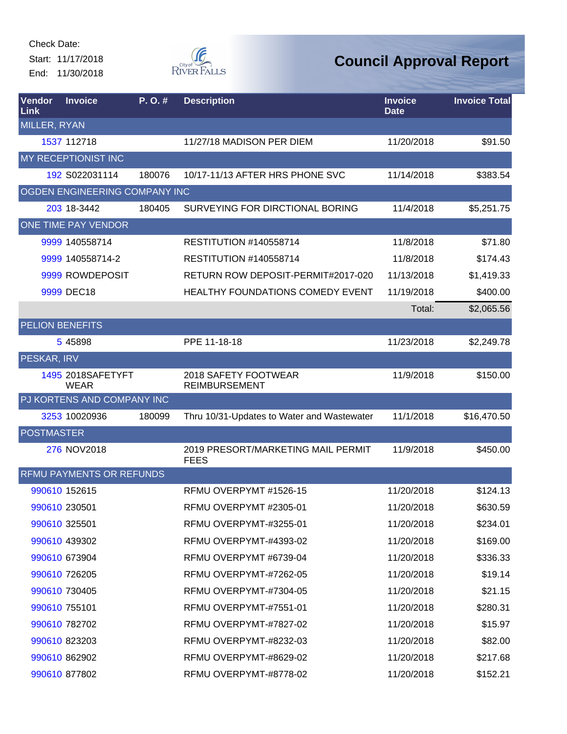Check Date:

Start: 11/17/2018

End: 11/30/2018

# Council Approval Report

| Vendor Link | Invoice | P. O. # | Description | Invoice Date | Invoice Total |
|---|---|---|---|---|---|
| MILLER, RYAN | | | | | |
| 1537 | 112718 | | 11/27/18 MADISON PER DIEM | 11/20/2018 | $91.50 |
| MY RECEPTIONIST INC | | | | | |
| 192 | S022031114 | 180076 | 10/17-11/13 AFTER HRS PHONE SVC | 11/14/2018 | $383.54 |
| OGDEN ENGINEERING COMPANY INC | | | | | |
| 203 | 18-3442 | 180405 | SURVEYING FOR DIRCTIONAL BORING | 11/4/2018 | $5,251.75 |
| ONE TIME PAY VENDOR | | | | | |
| 9999 | 140558714 | | RESTITUTION #140558714 | 11/8/2018 | $71.80 |
| 9999 | 140558714-2 | | RESTITUTION #140558714 | 11/8/2018 | $174.43 |
| 9999 | ROWDEPOSIT | | RETURN ROW DEPOSIT-PERMIT#2017-020 | 11/13/2018 | $1,419.33 |
| 9999 | DEC18 | | HEALTHY FOUNDATIONS COMEDY EVENT | 11/19/2018 | $400.00 |
| | | | | Total: | $2,065.56 |
| PELION BENEFITS | | | | | |
| 5 | 45898 | | PPE 11-18-18 | 11/23/2018 | $2,249.78 |
| PESKAR, IRV | | | | | |
| 1495 | 2018SAFETYFT WEAR | | 2018 SAFETY FOOTWEAR REIMBURSEMENT | 11/9/2018 | $150.00 |
| PJ KORTENS AND COMPANY INC | | | | | |
| 3253 | 10020936 | 180099 | Thru 10/31-Updates to Water and Wastewater | 11/1/2018 | $16,470.50 |
| POSTMASTER | | | | | |
| 276 | NOV2018 | | 2019 PRESORT/MARKETING MAIL PERMIT FEES | 11/9/2018 | $450.00 |
| RFMU PAYMENTS OR REFUNDS | | | | | |
| 990610 | 152615 | | RFMU OVERPYMT #1526-15 | 11/20/2018 | $124.13 |
| 990610 | 230501 | | RFMU OVERPYMT #2305-01 | 11/20/2018 | $630.59 |
| 990610 | 325501 | | RFMU OVERPYMT-#3255-01 | 11/20/2018 | $234.01 |
| 990610 | 439302 | | RFMU OVERPYMT-#4393-02 | 11/20/2018 | $169.00 |
| 990610 | 673904 | | RFMU OVERPYMT #6739-04 | 11/20/2018 | $336.33 |
| 990610 | 726205 | | RFMU OVERPYMT-#7262-05 | 11/20/2018 | $19.14 |
| 990610 | 730405 | | RFMU OVERPYMT-#7304-05 | 11/20/2018 | $21.15 |
| 990610 | 755101 | | RFMU OVERPYMT-#7551-01 | 11/20/2018 | $280.31 |
| 990610 | 782702 | | RFMU OVERPYMT-#7827-02 | 11/20/2018 | $15.97 |
| 990610 | 823203 | | RFMU OVERPYMT-#8232-03 | 11/20/2018 | $82.00 |
| 990610 | 862902 | | RFMU OVERPYMT-#8629-02 | 11/20/2018 | $217.68 |
| 990610 | 877802 | | RFMU OVERPYMT-#8778-02 | 11/20/2018 | $152.21 |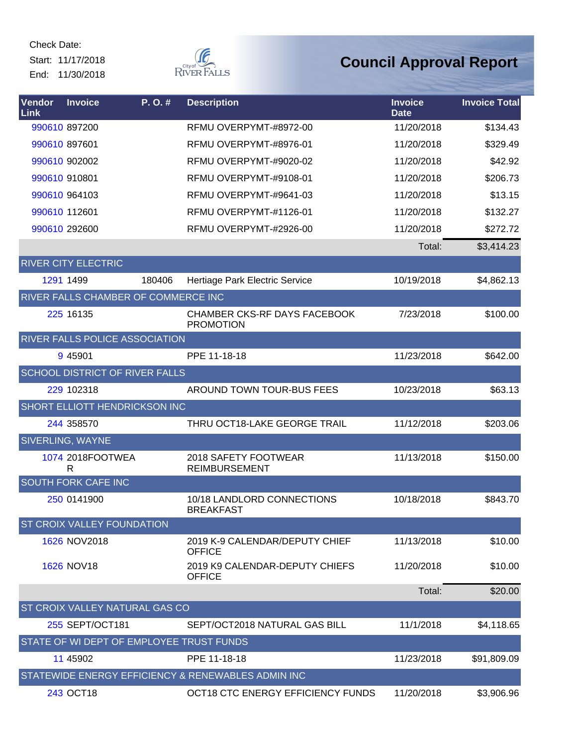Check Date:

Start: 11/17/2018

End: 11/30/2018

# Council Approval Report

| Vendor Link | Invoice | P. O. # | Description | Invoice Date | Invoice Total |
|---|---|---|---|---|---|
| 990610 | 897200 | | RFMU OVERPYMT-#8972-00 | 11/20/2018 | $134.43 |
| 990610 | 897601 | | RFMU OVERPYMT-#8976-01 | 11/20/2018 | $329.49 |
| 990610 | 902002 | | RFMU OVERPYMT-#9020-02 | 11/20/2018 | $42.92 |
| 990610 | 910801 | | RFMU OVERPYMT-#9108-01 | 11/20/2018 | $206.73 |
| 990610 | 964103 | | RFMU OVERPYMT-#9641-03 | 11/20/2018 | $13.15 |
| 990610 | 112601 | | RFMU OVERPYMT-#1126-01 | 11/20/2018 | $132.27 |
| 990610 | 292600 | | RFMU OVERPYMT-#2926-00 | 11/20/2018 | $272.72 |
| | | | | Total: | $3,414.23 |
| RIVER CITY ELECTRIC | | | | | |
| 1291 | 1499 | 180406 | Hertiage Park Electric Service | 10/19/2018 | $4,862.13 |
| RIVER FALLS CHAMBER OF COMMERCE INC | | | | | |
| 225 | 16135 | | CHAMBER CKS-RF DAYS FACEBOOK PROMOTION | 7/23/2018 | $100.00 |
| RIVER FALLS POLICE ASSOCIATION | | | | | |
| 9 | 45901 | | PPE 11-18-18 | 11/23/2018 | $642.00 |
| SCHOOL DISTRICT OF RIVER FALLS | | | | | |
| 229 | 102318 | | AROUND TOWN TOUR-BUS FEES | 10/23/2018 | $63.13 |
| SHORT ELLIOTT HENDRICKSON INC | | | | | |
| 244 | 358570 | | THRU OCT18-LAKE GEORGE TRAIL | 11/12/2018 | $203.06 |
| SIVERLING, WAYNE | | | | | |
| 1074 | 2018FOOTWEAR | | 2018 SAFETY FOOTWEAR REIMBURSEMENT | 11/13/2018 | $150.00 |
| SOUTH FORK CAFE INC | | | | | |
| 250 | 0141900 | | 10/18 LANDLORD CONNECTIONS BREAKFAST | 10/18/2018 | $843.70 |
| ST CROIX VALLEY FOUNDATION | | | | | |
| 1626 | NOV2018 | | 2019 K-9 CALENDAR/DEPUTY CHIEF OFFICE | 11/13/2018 | $10.00 |
| 1626 | NOV18 | | 2019 K9 CALENDAR-DEPUTY CHIEFS OFFICE | 11/20/2018 | $10.00 |
| | | | | Total: | $20.00 |
| ST CROIX VALLEY NATURAL GAS CO | | | | | |
| 255 | SEPT/OCT181 | | SEPT/OCT2018 NATURAL GAS BILL | 11/1/2018 | $4,118.65 |
| STATE OF WI DEPT OF EMPLOYEE TRUST FUNDS | | | | | |
| 11 | 45902 | | PPE 11-18-18 | 11/23/2018 | $91,809.09 |
| STATEWIDE ENERGY EFFICIENCY & RENEWABLES ADMIN INC | | | | | |
| 243 | OCT18 | | OCT18 CTC ENERGY EFFICIENCY FUNDS | 11/20/2018 | $3,906.96 |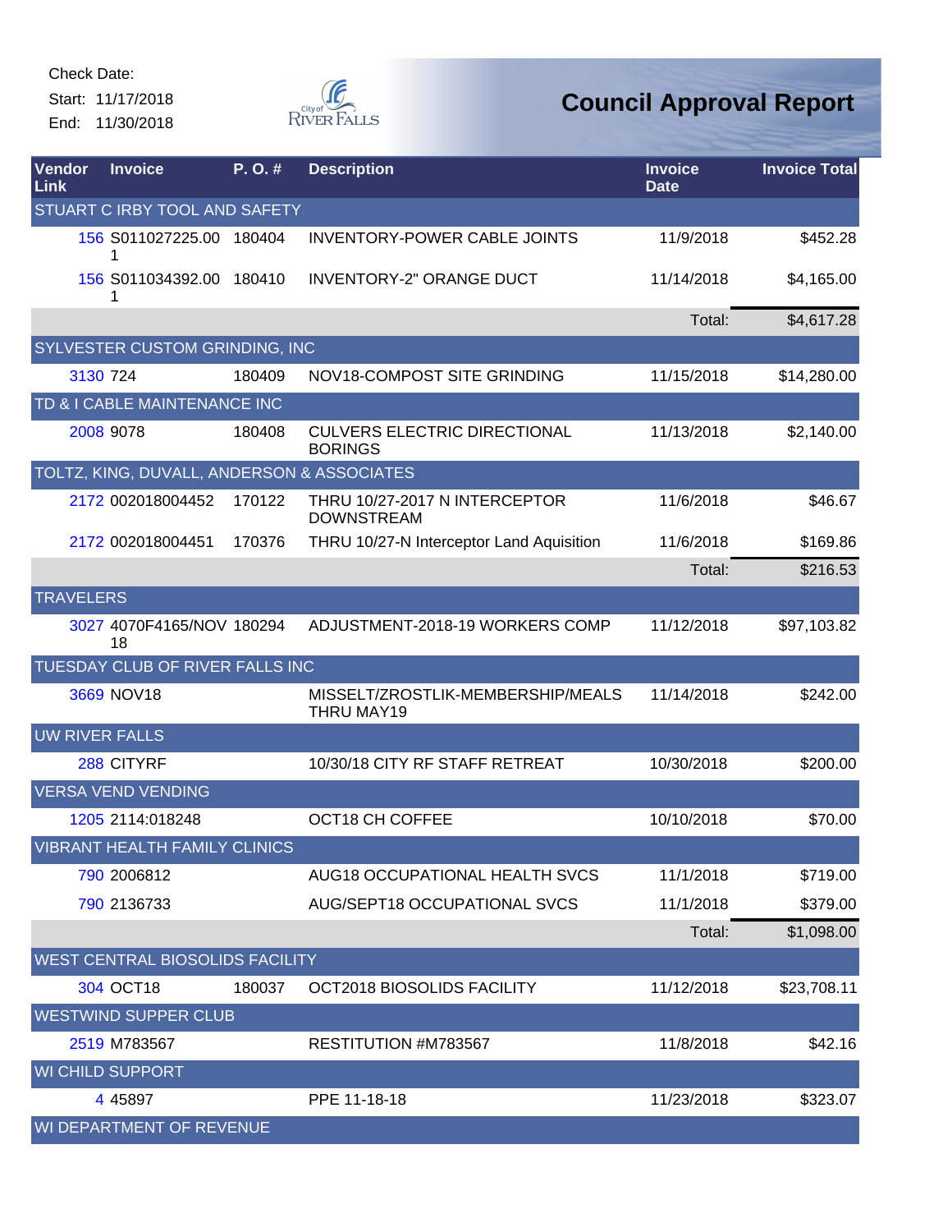Check Date:

Start: 11/17/2018

End: 11/30/2018

# Council Approval Report

| Vendor Link | Invoice | P. O. # | Description | Invoice Date | Invoice Total |
|---|---|---|---|---|---|
| STUART C IRBY TOOL AND SAFETY | | | | | |
| 156 | S011027225.001 | 180404 | INVENTORY-POWER CABLE JOINTS | 11/9/2018 | $452.28 |
| 156 | S011034392.001 | 180410 | INVENTORY-2" ORANGE DUCT | 11/14/2018 | $4,165.00 |
| | | | | Total: | $4,617.28 |
| SYLVESTER CUSTOM GRINDING, INC | | | | | |
| 3130 | 724 | 180409 | NOV18-COMPOST SITE GRINDING | 11/15/2018 | $14,280.00 |
| TD & I CABLE MAINTENANCE INC | | | | | |
| 2008 | 9078 | 180408 | CULVERS ELECTRIC DIRECTIONAL BORINGS | 11/13/2018 | $2,140.00 |
| TOLTZ, KING, DUVALL, ANDERSON & ASSOCIATES | | | | | |
| 2172 | 002018004452 | 170122 | THRU 10/27-2017 N INTERCEPTOR DOWNSTREAM | 11/6/2018 | $46.67 |
| 2172 | 002018004451 | 170376 | THRU 10/27-N Interceptor Land Aquisition | 11/6/2018 | $169.86 |
| | | | | Total: | $216.53 |
| TRAVELERS | | | | | |
| 3027 | 4070F4165/NOV18 | 180294 | ADJUSTMENT-2018-19 WORKERS COMP | 11/12/2018 | $97,103.82 |
| TUESDAY CLUB OF RIVER FALLS INC | | | | | |
| 3669 | NOV18 | | MISSELT/ZROSTLIK-MEMBERSHIP/MEALS THRU MAY19 | 11/14/2018 | $242.00 |
| UW RIVER FALLS | | | | | |
| 288 | CITYRF | | 10/30/18 CITY RF STAFF RETREAT | 10/30/2018 | $200.00 |
| VERSA VEND VENDING | | | | | |
| 1205 | 2114:018248 | | OCT18 CH COFFEE | 10/10/2018 | $70.00 |
| VIBRANT HEALTH FAMILY CLINICS | | | | | |
| 790 | 2006812 | | AUG18 OCCUPATIONAL HEALTH SVCS | 11/1/2018 | $719.00 |
| 790 | 2136733 | | AUG/SEPT18 OCCUPATIONAL SVCS | 11/1/2018 | $379.00 |
| | | | | Total: | $1,098.00 |
| WEST CENTRAL BIOSOLIDS FACILITY | | | | | |
| 304 | OCT18 | 180037 | OCT2018 BIOSOLIDS FACILITY | 11/12/2018 | $23,708.11 |
| WESTWIND SUPPER CLUB | | | | | |
| 2519 | M783567 | | RESTITUTION #M783567 | 11/8/2018 | $42.16 |
| WI CHILD SUPPORT | | | | | |
| 4 | 45897 | | PPE 11-18-18 | 11/23/2018 | $323.07 |
| WI DEPARTMENT OF REVENUE | | | | | |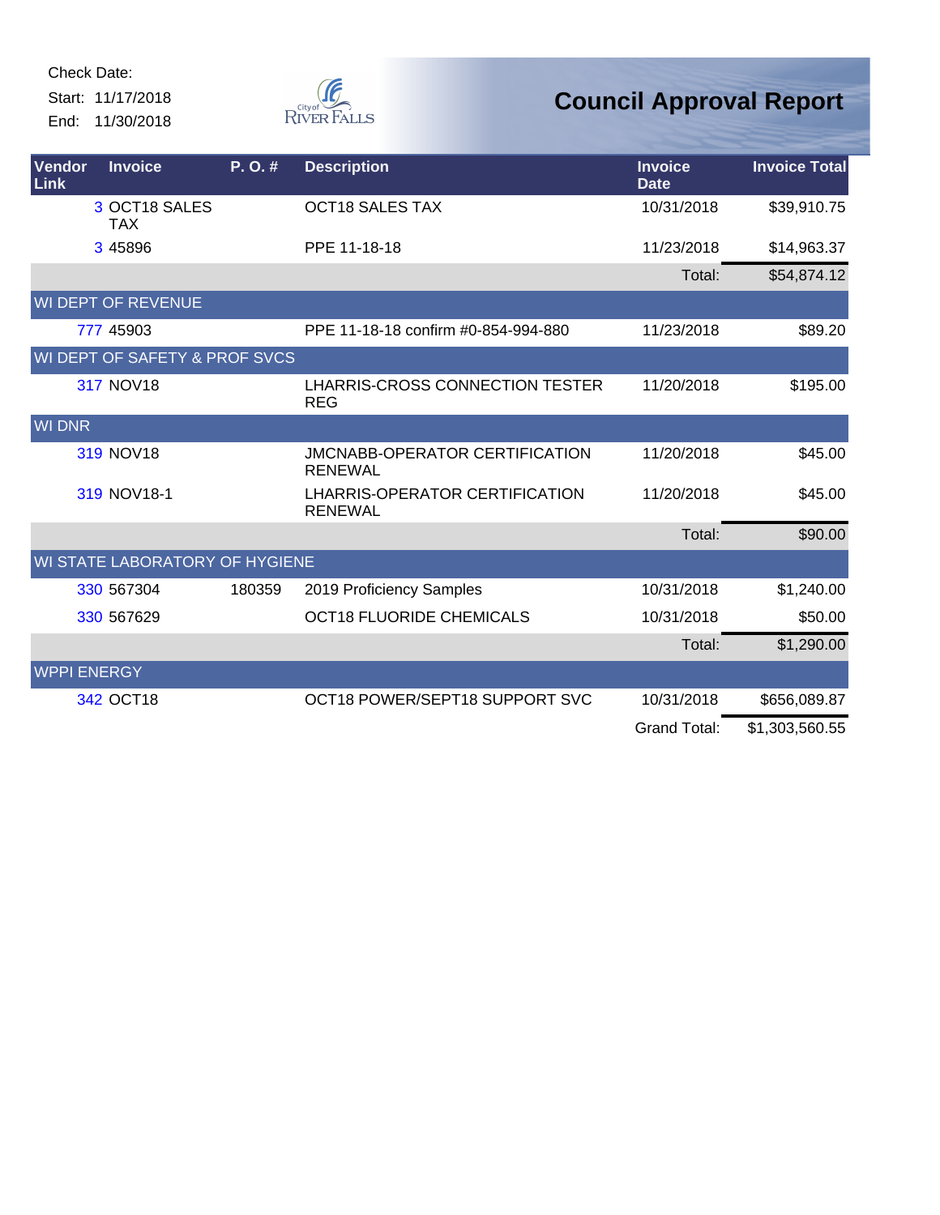Check Date:

Start: 11/17/2018

End: 11/30/2018

# Council Approval Report

| Vendor Link | Invoice | P. O. # | Description | Invoice Date | Invoice Total |
|---|---|---|---|---|---|
| 3 | OCT18 SALES TAX | | OCT18 SALES TAX | 10/31/2018 | $39,910.75 |
| 3 | 45896 | | PPE 11-18-18 | 11/23/2018 | $14,963.37 |
| | | | | Total: | $54,874.12 |
| WI DEPT OF REVENUE | | | | | |
| 777 | 45903 | | PPE 11-18-18 confirm #0-854-994-880 | 11/23/2018 | $89.20 |
| WI DEPT OF SAFETY & PROF SVCS | | | | | |
| 317 | NOV18 | | LHARRIS-CROSS CONNECTION TESTER REG | 11/20/2018 | $195.00 |
| WI DNR | | | | | |
| 319 | NOV18 | | JMCNABB-OPERATOR CERTIFICATION RENEWAL | 11/20/2018 | $45.00 |
| 319 | NOV18-1 | | LHARRIS-OPERATOR CERTIFICATION RENEWAL | 11/20/2018 | $45.00 |
| | | | | Total: | $90.00 |
| WI STATE LABORATORY OF HYGIENE | | | | | |
| 330 | 567304 | 180359 | 2019 Proficiency Samples | 10/31/2018 | $1,240.00 |
| 330 | 567629 | | OCT18 FLUORIDE CHEMICALS | 10/31/2018 | $50.00 |
| | | | | Total: | $1,290.00 |
| WPPI ENERGY | | | | | |
| 342 | OCT18 | | OCT18 POWER/SEPT18 SUPPORT SVC | 10/31/2018 | $656,089.87 |
| | | | | Grand Total: | $1,303,560.55 |